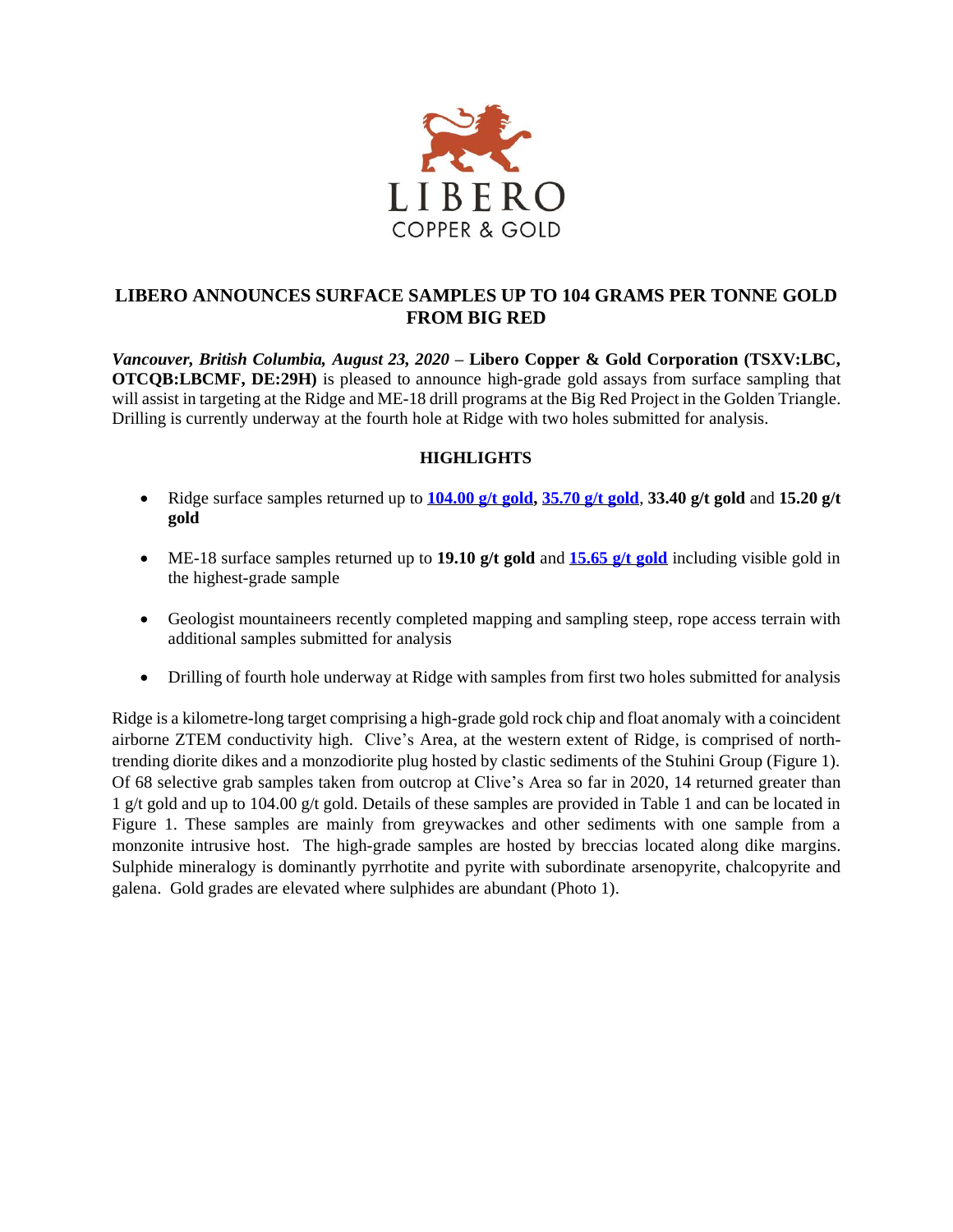LIBERO

COPPER & GOLD

# LIBERO ANNOUNCES SURFACE SAMPLES UP TO 104 GRAMS PER TONNE GOLD FROM BIG RED

***Vancouver, British Columbia, August 23, 2020*** – **Libero Copper & Gold Corporation (TSXV:LBC, OTCQB:LBCMF, DE:29H)** is pleased to announce high-grade gold assays from surface sampling that will assist in targeting at the Ridge and ME-18 drill programs at the Big Red Project in the Golden Triangle. Drilling is currently underway at the fourth hole at Ridge with two holes submitted for analysis.

## HIGHLIGHTS

- Ridge surface samples returned up to **104.00 g/t gold, 35.70 g/t gold**, **33.40 g/t gold** and **15.20 g/t gold**
- ME-18 surface samples returned up to **19.10 g/t gold** and **15.65 g/t gold** including visible gold in the highest-grade sample
- Geologist mountaineers recently completed mapping and sampling steep, rope access terrain with additional samples submitted for analysis
- Drilling of fourth hole underway at Ridge with samples from first two holes submitted for analysis

Ridge is a kilometre-long target comprising a high-grade gold rock chip and float anomaly with a coincident airborne ZTEM conductivity high. Clive's Area, at the western extent of Ridge, is comprised of north-trending diorite dikes and a monzodiorite plug hosted by clastic sediments of the Stuhini Group (Figure 1). Of 68 selective grab samples taken from outcrop at Clive's Area so far in 2020, 14 returned greater than 1 g/t gold and up to 104.00 g/t gold. Details of these samples are provided in Table 1 and can be located in Figure 1. These samples are mainly from greywackes and other sediments with one sample from a monzonite intrusive host. The high-grade samples are hosted by breccias located along dike margins. Sulphide mineralogy is dominantly pyrrhotite and pyrite with subordinate arsenopyrite, chalcopyrite and galena. Gold grades are elevated where sulphides are abundant (Photo 1).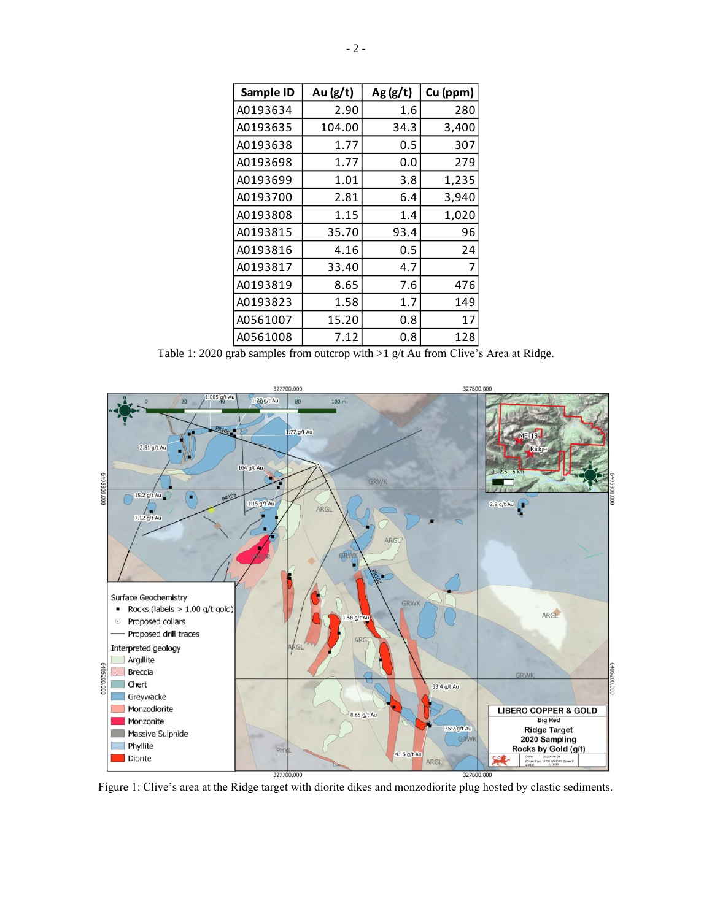| Sample ID | Au (g/t) | Ag (g/t) | Cu (ppm) |
|---|---|---|---|
| A0193634 | 2.90 | 1.6 | 280 |
| A0193635 | 104.00 | 34.3 | 3,400 |
| A0193638 | 1.77 | 0.5 | 307 |
| A0193698 | 1.77 | 0.0 | 279 |
| A0193699 | 1.01 | 3.8 | 1,235 |
| A0193700 | 2.81 | 6.4 | 3,940 |
| A0193808 | 1.15 | 1.4 | 1,020 |
| A0193815 | 35.70 | 93.4 | 96 |
| A0193816 | 4.16 | 0.5 | 24 |
| A0193817 | 33.40 | 4.7 | 7 |
| A0193819 | 8.65 | 7.6 | 476 |
| A0193823 | 1.58 | 1.7 | 149 |
| A0561007 | 15.20 | 0.8 | 17 |
| A0561008 | 7.12 | 0.8 | 128 |

Table 1: 2020 grab samples from outcrop with >1 g/t Au from Clive's Area at Ridge.

Figure 1: Clive's area at the Ridge target with diorite dikes and monzodiorite plug hosted by clastic sediments.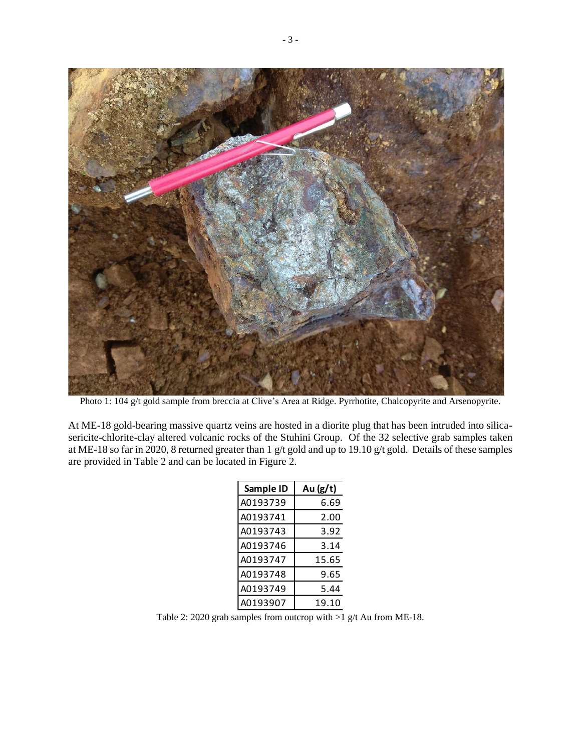Photo 1: 104 g/t gold sample from breccia at Clive's Area at Ridge. Pyrrhotite, Chalcopyrite and Arsenopyrite.

At ME-18 gold-bearing massive quartz veins are hosted in a diorite plug that has been intruded into silica-sericite-chlorite-clay altered volcanic rocks of the Stuhini Group. Of the 32 selective grab samples taken at ME-18 so far in 2020, 8 returned greater than 1 g/t gold and up to 19.10 g/t gold. Details of these samples are provided in Table 2 and can be located in Figure 2.

| Sample ID | Au (g/t) |
|---|---|
| A0193739 | 6.69 |
| A0193741 | 2.00 |
| A0193743 | 3.92 |
| A0193746 | 3.14 |
| A0193747 | 15.65 |
| A0193748 | 9.65 |
| A0193749 | 5.44 |
| A0193907 | 19.10 |

Table 2: 2020 grab samples from outcrop with >1 g/t Au from ME-18.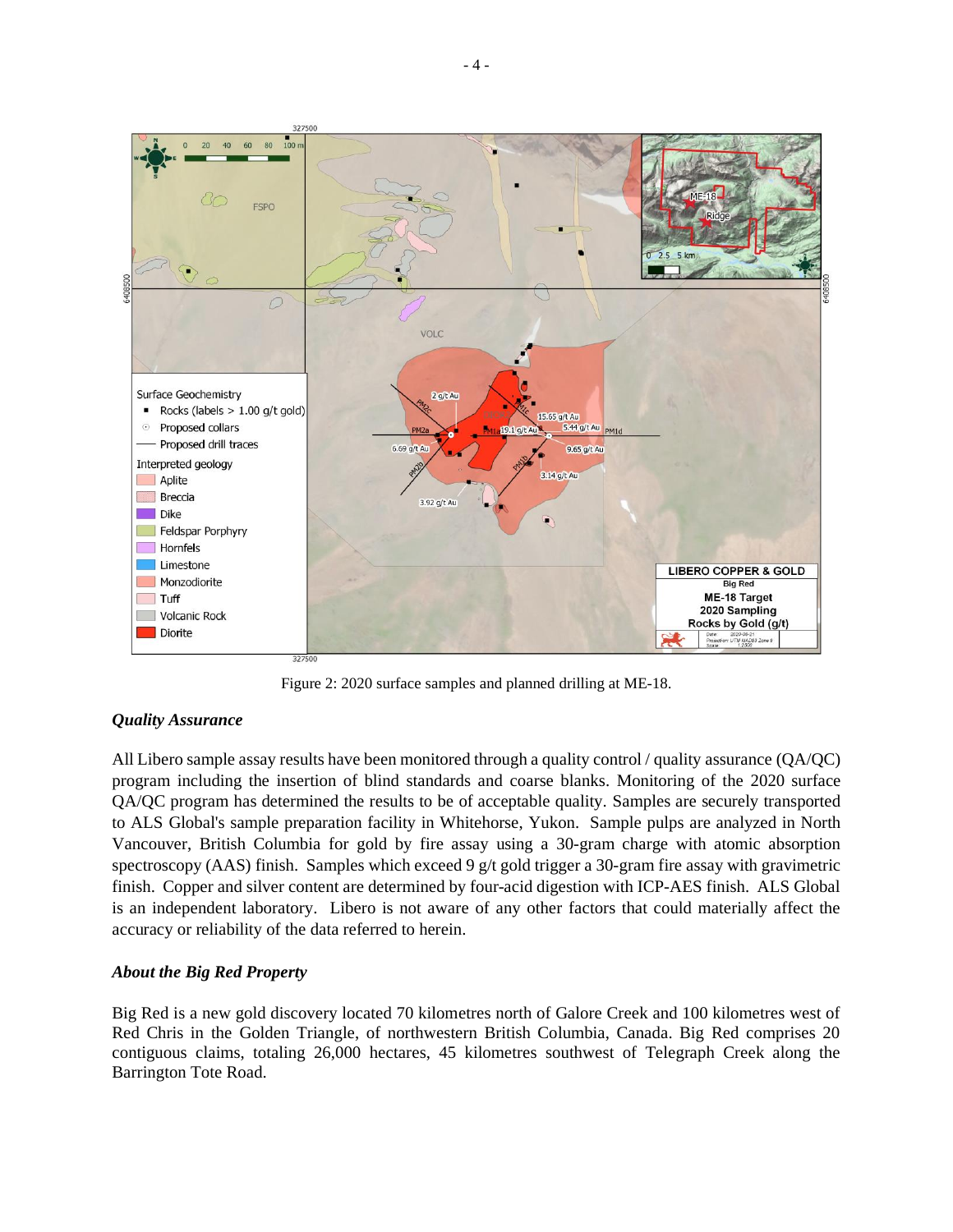Figure 2: 2020 surface samples and planned drilling at ME-18.

### *Quality Assurance*

All Libero sample assay results have been monitored through a quality control / quality assurance (QA/QC) program including the insertion of blind standards and coarse blanks. Monitoring of the 2020 surface QA/QC program has determined the results to be of acceptable quality. Samples are securely transported to ALS Global's sample preparation facility in Whitehorse, Yukon. Sample pulps are analyzed in North Vancouver, British Columbia for gold by fire assay using a 30-gram charge with atomic absorption spectroscopy (AAS) finish. Samples which exceed 9 g/t gold trigger a 30-gram fire assay with gravimetric finish. Copper and silver content are determined by four-acid digestion with ICP-AES finish. ALS Global is an independent laboratory. Libero is not aware of any other factors that could materially affect the accuracy or reliability of the data referred to herein.

### *About the Big Red Property*

Big Red is a new gold discovery located 70 kilometres north of Galore Creek and 100 kilometres west of Red Chris in the Golden Triangle, of northwestern British Columbia, Canada. Big Red comprises 20 contiguous claims, totaling 26,000 hectares, 45 kilometres southwest of Telegraph Creek along the Barrington Tote Road.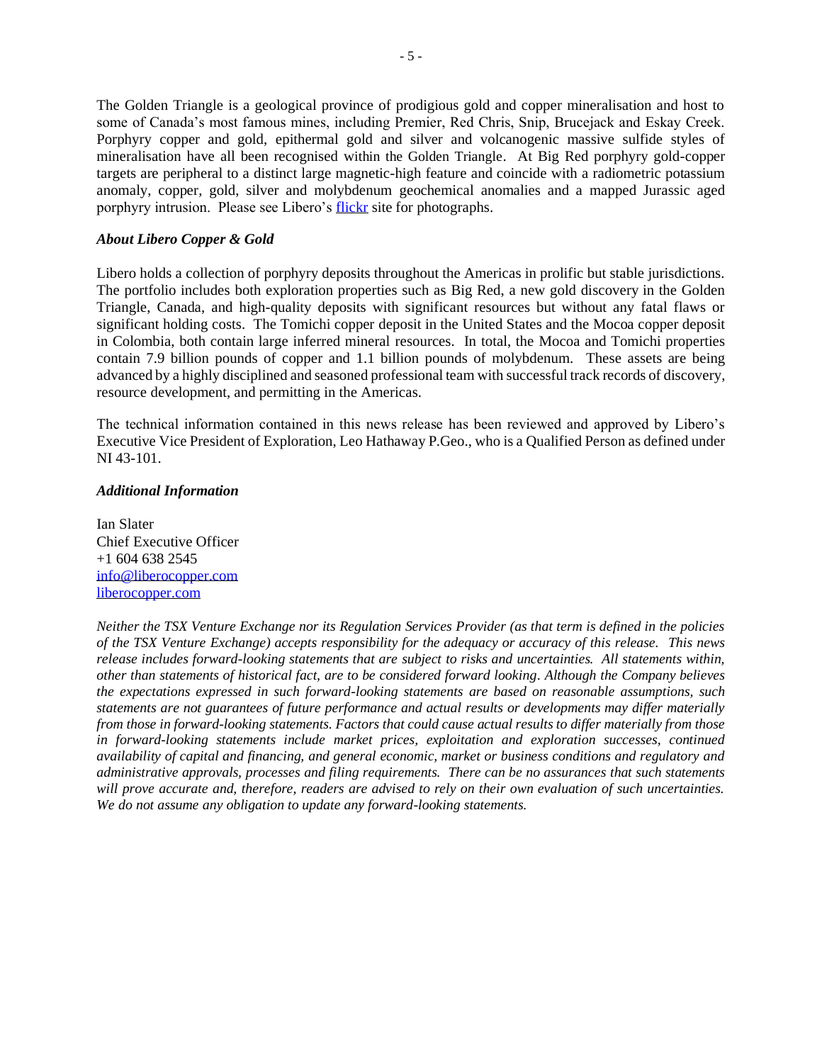The Golden Triangle is a geological province of prodigious gold and copper mineralisation and host to some of Canada's most famous mines, including Premier, Red Chris, Snip, Brucejack and Eskay Creek. Porphyry copper and gold, epithermal gold and silver and volcanogenic massive sulfide styles of mineralisation have all been recognised within the Golden Triangle. At Big Red porphyry gold-copper targets are peripheral to a distinct large magnetic-high feature and coincide with a radiometric potassium anomaly, copper, gold, silver and molybdenum geochemical anomalies and a mapped Jurassic aged porphyry intrusion. Please see Libero's [flickr] site for photographs.

***About Libero Copper & Gold***

Libero holds a collection of porphyry deposits throughout the Americas in prolific but stable jurisdictions. The portfolio includes both exploration properties such as Big Red, a new gold discovery in the Golden Triangle, Canada, and high-quality deposits with significant resources but without any fatal flaws or significant holding costs. The Tomichi copper deposit in the United States and the Mocoa copper deposit in Colombia, both contain large inferred mineral resources. In total, the Mocoa and Tomichi properties contain 7.9 billion pounds of copper and 1.1 billion pounds of molybdenum. These assets are being advanced by a highly disciplined and seasoned professional team with successful track records of discovery, resource development, and permitting in the Americas.

The technical information contained in this news release has been reviewed and approved by Libero's Executive Vice President of Exploration, Leo Hathaway P.Geo., who is a Qualified Person as defined under NI 43-101.

***Additional Information***

Ian Slater
Chief Executive Officer
+1 604 638 2545
info@liberocopper.com
liberocopper.com

*Neither the TSX Venture Exchange nor its Regulation Services Provider (as that term is defined in the policies of the TSX Venture Exchange) accepts responsibility for the adequacy or accuracy of this release. This news release includes forward-looking statements that are subject to risks and uncertainties. All statements within, other than statements of historical fact, are to be considered forward looking. Although the Company believes the expectations expressed in such forward-looking statements are based on reasonable assumptions, such statements are not guarantees of future performance and actual results or developments may differ materially from those in forward-looking statements. Factors that could cause actual results to differ materially from those in forward-looking statements include market prices, exploitation and exploration successes, continued availability of capital and financing, and general economic, market or business conditions and regulatory and administrative approvals, processes and filing requirements. There can be no assurances that such statements will prove accurate and, therefore, readers are advised to rely on their own evaluation of such uncertainties. We do not assume any obligation to update any forward-looking statements.*